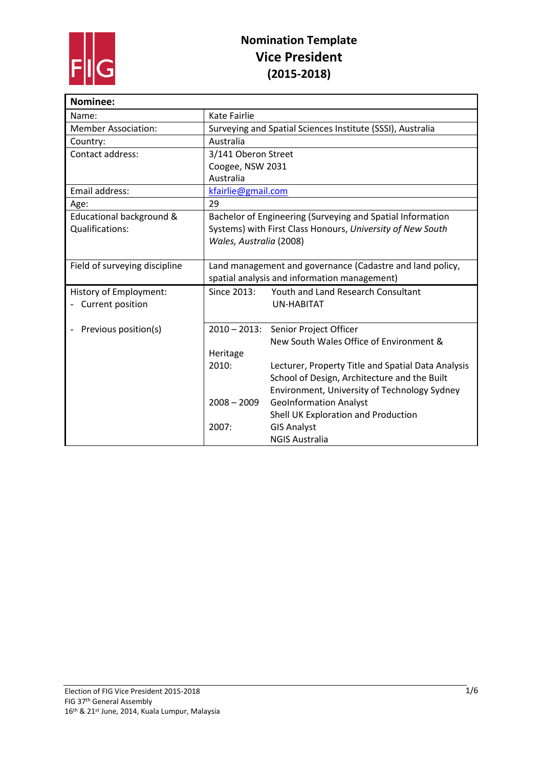# Nomination Template
## Vice President
## (2015-2018)

| Nominee: | |
|---|---|
| Name: | Kate Fairlie |
| Member Association: | Surveying and Spatial Sciences Institute (SSSI), Australia |
| Country: | Australia |
| Contact address: | 3/141 Oberon Street<br>Coogee, NSW 2031<br>Australia |
| Email address: | kfairlie@gmail.com |
| Age: | 29 |
| Educational background & Qualifications: | Bachelor of Engineering (Surveying and Spatial Information Systems) with First Class Honours, *University of New South Wales, Australia* (2008) |
| Field of surveying discipline | Land management and governance (Cadastre and land policy, spatial analysis and information management) |
| History of Employment:<br>- Current position | Since 2013: Youth and Land Research Consultant<br>UN-HABITAT |
| - Previous position(s) | 2010 – 2013: Senior Project Officer<br>New South Wales Office of Environment & Heritage<br>2010: Lecturer, Property Title and Spatial Data Analysis<br>School of Design, Architecture and the Built Environment, University of Technology Sydney<br>2008 – 2009 GeoInformation Analyst<br>Shell UK Exploration and Production<br>2007: GIS Analyst<br>NGIS Australia |

Election of FIG Vice President 2015-2018
FIG 37th General Assembly
16th & 21st June, 2014, Kuala Lumpur, Malaysia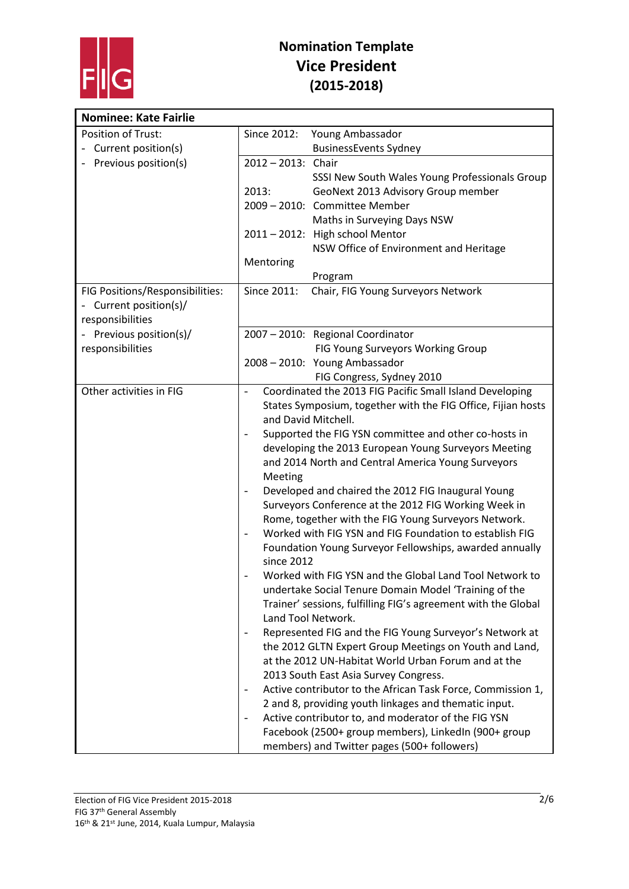# Nomination Template
## Vice President
## (2015-2018)

| **Nominee: Kate Fairlie** | |
|---|---|
| Position of Trust:<br>- Current position(s)<br>- Previous position(s) | Since 2012: Young Ambassador<br>BusinessEvents Sydney |
| | 2012 – 2013: Chair<br>SSSI New South Wales Young Professionals Group<br>2013: GeoNext 2013 Advisory Group member<br>2009 – 2010: Committee Member<br>Maths in Surveying Days NSW<br>2011 – 2012: High school Mentor<br>NSW Office of Environment and Heritage<br>Mentoring<br>Program |
| FIG Positions/Responsibilities:<br>- Current position(s)/ responsibilities | Since 2011: Chair, FIG Young Surveyors Network |
| - Previous position(s)/ responsibilities | 2007 – 2010: Regional Coordinator<br>FIG Young Surveyors Working Group<br>2008 – 2010: Young Ambassador<br>FIG Congress, Sydney 2010 |
| Other activities in FIG | - Coordinated the 2013 FIG Pacific Small Island Developing States Symposium, together with the FIG Office, Fijian hosts and David Mitchell.<br>- Supported the FIG YSN committee and other co-hosts in developing the 2013 European Young Surveyors Meeting and 2014 North and Central America Young Surveyors Meeting<br>- Developed and chaired the 2012 FIG Inaugural Young Surveyors Conference at the 2012 FIG Working Week in Rome, together with the FIG Young Surveyors Network.<br>- Worked with FIG YSN and FIG Foundation to establish FIG Foundation Young Surveyor Fellowships, awarded annually since 2012<br>- Worked with FIG YSN and the Global Land Tool Network to undertake Social Tenure Domain Model 'Training of the Trainer' sessions, fulfilling FIG's agreement with the Global Land Tool Network.<br>- Represented FIG and the FIG Young Surveyor's Network at the 2012 GLTN Expert Group Meetings on Youth and Land, at the 2012 UN-Habitat World Urban Forum and at the 2013 South East Asia Survey Congress.<br>- Active contributor to the African Task Force, Commission 1, 2 and 8, providing youth linkages and thematic input.<br>- Active contributor to, and moderator of the FIG YSN Facebook (2500+ group members), LinkedIn (900+ group members) and Twitter pages (500+ followers) |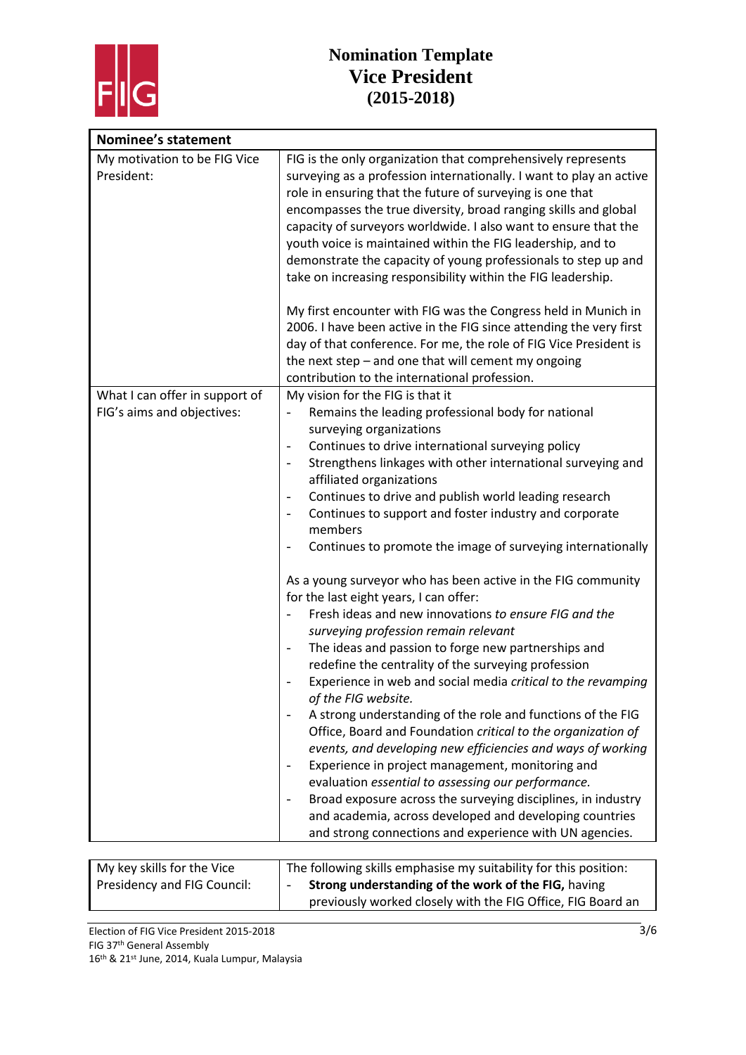# Nomination Template Vice President (2015-2018)

| Nominee's statement | |
|---|---|
| My motivation to be FIG Vice President: | FIG is the only organization that comprehensively represents surveying as a profession internationally. I want to play an active role in ensuring that the future of surveying is one that encompasses the true diversity, broad ranging skills and global capacity of surveyors worldwide. I also want to ensure that the youth voice is maintained within the FIG leadership, and to demonstrate the capacity of young professionals to step up and take on increasing responsibility within the FIG leadership.<br><br>My first encounter with FIG was the Congress held in Munich in 2006. I have been active in the FIG since attending the very first day of that conference. For me, the role of FIG Vice President is the next step – and one that will cement my ongoing contribution to the international profession. |
| What I can offer in support of FIG's aims and objectives: | My vision for the FIG is that it<br>- Remains the leading professional body for national surveying organizations<br>- Continues to drive international surveying policy<br>- Strengthens linkages with other international surveying and affiliated organizations<br>- Continues to drive and publish world leading research<br>- Continues to support and foster industry and corporate members<br>- Continues to promote the image of surveying internationally<br><br>As a young surveyor who has been active in the FIG community for the last eight years, I can offer:<br>- Fresh ideas and new innovations *to ensure FIG and the surveying profession remain relevant*<br>- The ideas and passion to forge new partnerships and redefine the centrality of the surveying profession<br>- Experience in web and social media *critical to the revamping of the FIG website.*<br>- A strong understanding of the role and functions of the FIG Office, Board and Foundation *critical to the organization of events, and developing new efficiencies and ways of working*<br>- Experience in project management, monitoring and evaluation *essential to assessing our performance.*<br>- Broad exposure across the surveying disciplines, in industry and academia, across developed and developing countries and strong connections and experience with UN agencies. |
| My key skills for the Vice Presidency and FIG Council: | The following skills emphasise my suitability for this position:<br>- **Strong understanding of the work of the FIG,** having previously worked closely with the FIG Office, FIG Board an |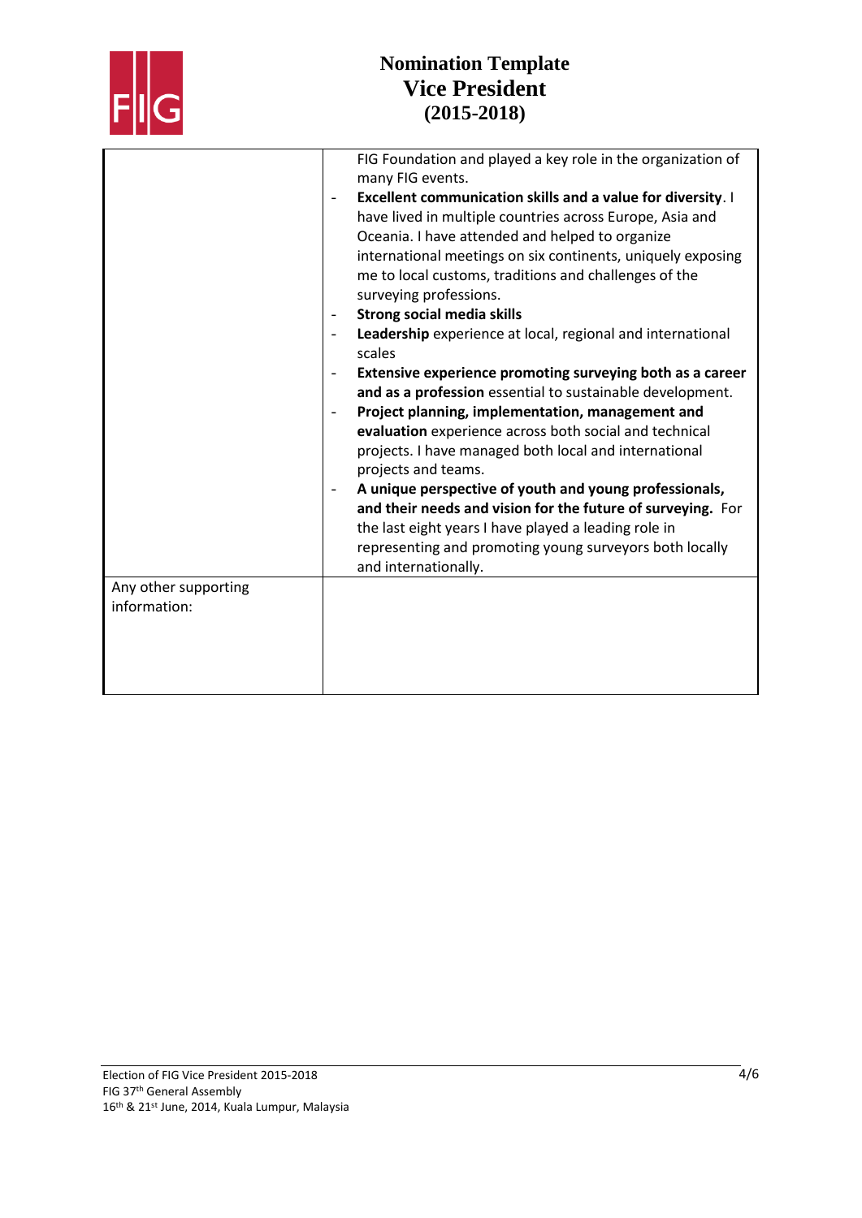# Nomination Template
## Vice President
## (2015-2018)

| | |
|---|---|
| | FIG Foundation and played a key role in the organization of many FIG events.<br>- **Excellent communication skills and a value for diversity**. I have lived in multiple countries across Europe, Asia and Oceania. I have attended and helped to organize international meetings on six continents, uniquely exposing me to local customs, traditions and challenges of the surveying professions.<br>- **Strong social media skills**<br>- **Leadership** experience at local, regional and international scales<br>- **Extensive experience promoting surveying both as a career and as a profession** essential to sustainable development.<br>- **Project planning, implementation, management and evaluation** experience across both social and technical projects. I have managed both local and international projects and teams.<br>- **A unique perspective of youth and young professionals, and their needs and vision for the future of surveying.** For the last eight years I have played a leading role in representing and promoting young surveyors both locally and internationally. |
| Any other supporting information: | |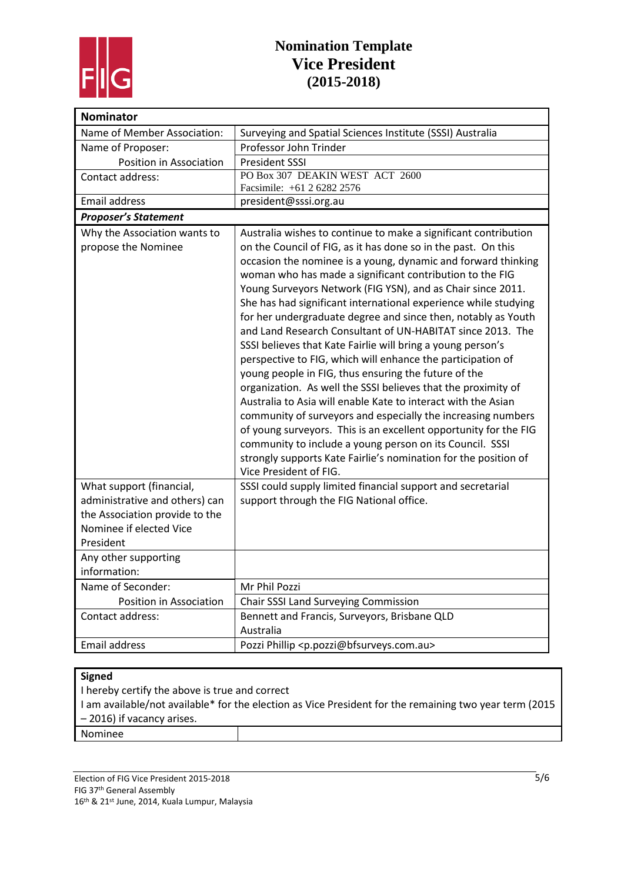# Nomination Template
## Vice President
## (2015-2018)

| **Nominator** | |
|---|---|
| Name of Member Association: | Surveying and Spatial Sciences Institute (SSSI) Australia |
| Name of Proposer: | Professor John Trinder |
| Position in Association | President SSSI |
| Contact address: | PO Box 307 DEAKIN WEST ACT 2600<br>Facsimile: +61 2 6282 2576 |
| Email address | president@sssi.org.au |
| ***Proposer's Statement*** | |
| Why the Association wants to propose the Nominee | Australia wishes to continue to make a significant contribution on the Council of FIG, as it has done so in the past. On this occasion the nominee is a young, dynamic and forward thinking woman who has made a significant contribution to the FIG Young Surveyors Network (FIG YSN), and as Chair since 2011. She has had significant international experience while studying for her undergraduate degree and since then, notably as Youth and Land Research Consultant of UN-HABITAT since 2013. The SSSI believes that Kate Fairlie will bring a young person's perspective to FIG, which will enhance the participation of young people in FIG, thus ensuring the future of the organization. As well the SSSI believes that the proximity of Australia to Asia will enable Kate to interact with the Asian community of surveyors and especially the increasing numbers of young surveyors. This is an excellent opportunity for the FIG community to include a young person on its Council. SSSI strongly supports Kate Fairlie's nomination for the position of Vice President of FIG. |
| What support (financial, administrative and others) can the Association provide to the Nominee if elected Vice President | SSSI could supply limited financial support and secretarial support through the FIG National office. |
| Any other supporting information: | |
| Name of Seconder: | Mr Phil Pozzi |
| Position in Association | Chair SSSI Land Surveying Commission |
| Contact address: | Bennett and Francis, Surveyors, Brisbane QLD Australia |
| Email address | Pozzi Phillip <p.pozzi@bfsurveys.com.au> |

| **Signed**<br>I hereby certify the above is true and correct<br>I am available/not available* for the election as Vice President for the remaining two year term (2015 – 2016) if vacancy arises. | |
|---|---|
| Nominee | |

Election of FIG Vice President 2015-2018
FIG 37th General Assembly
16th & 21st June, 2014, Kuala Lumpur, Malaysia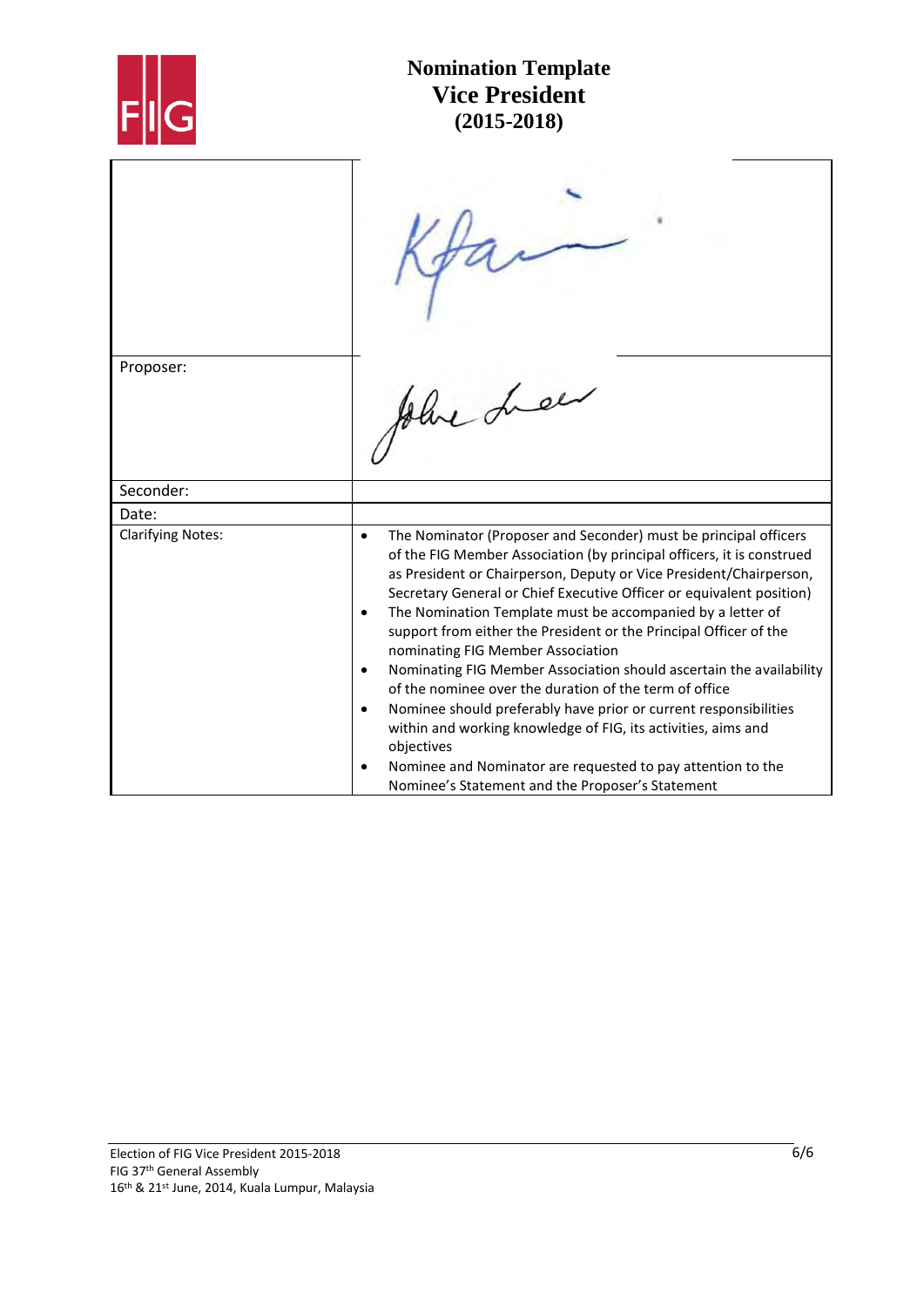# Nomination Template
# Vice President
# (2015-2018)

| | |
|---|---|
| | |
| Proposer: | |
| Seconder: | |
| Date: | |
| Clarifying Notes: | • The Nominator (Proposer and Seconder) must be principal officers of the FIG Member Association (by principal officers, it is construed as President or Chairperson, Deputy or Vice President/Chairperson, Secretary General or Chief Executive Officer or equivalent position)<br>• The Nomination Template must be accompanied by a letter of support from either the President or the Principal Officer of the nominating FIG Member Association<br>• Nominating FIG Member Association should ascertain the availability of the nominee over the duration of the term of office<br>• Nominee should preferably have prior or current responsibilities within and working knowledge of FIG, its activities, aims and objectives<br>• Nominee and Nominator are requested to pay attention to the Nominee's Statement and the Proposer's Statement |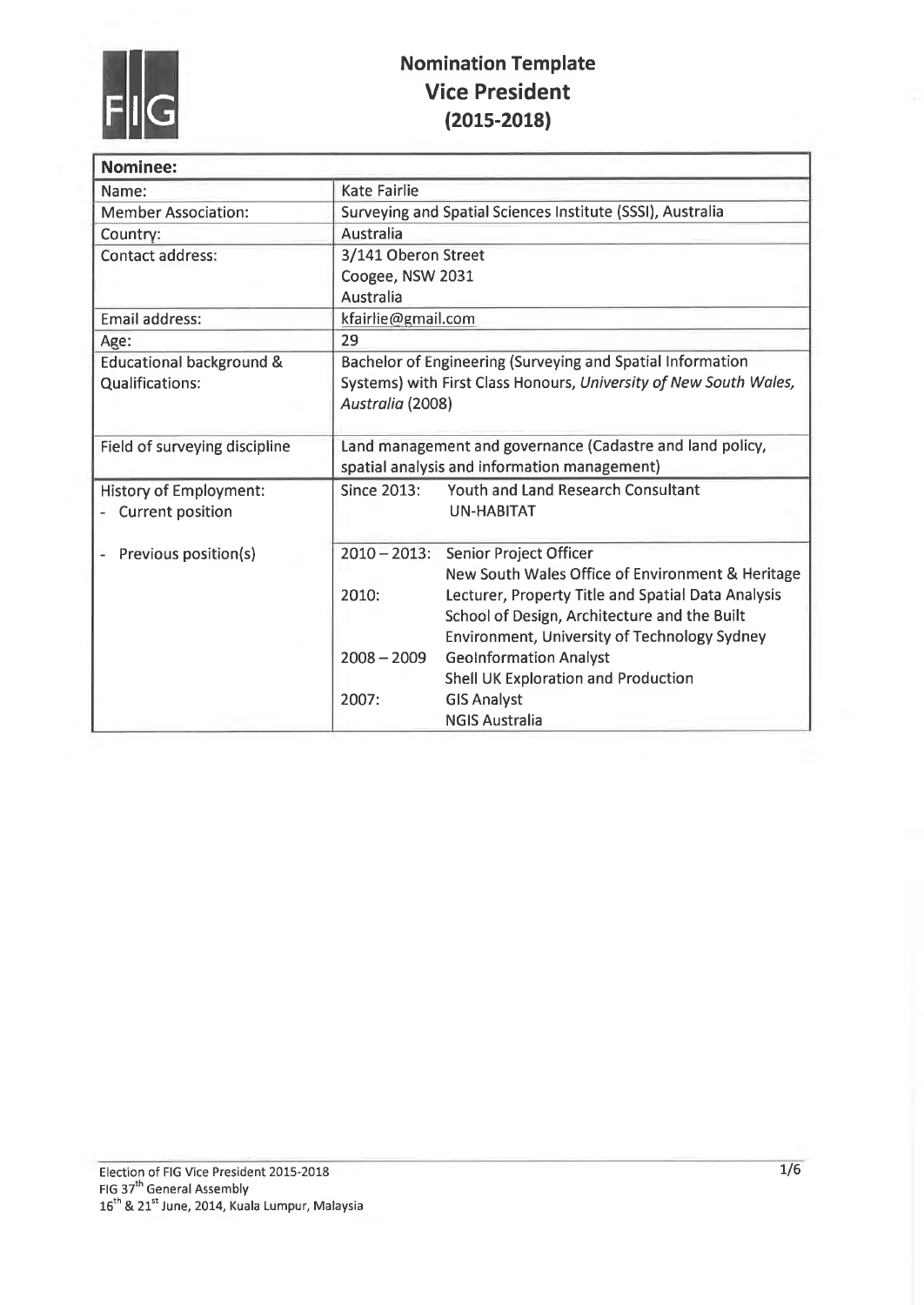# Nomination Template
## Vice President
## (2015-2018)

| **Nominee:** | |
|---|---|
| Name: | Kate Fairlie |
| Member Association: | Surveying and Spatial Sciences Institute (SSSI), Australia |
| Country: | Australia |
| Contact address: | 3/141 Oberon Street<br>Coogee, NSW 2031<br>Australia |
| Email address: | kfairlie@gmail.com |
| Age: | 29 |
| Educational background & Qualifications: | Bachelor of Engineering (Surveying and Spatial Information Systems) with First Class Honours, *University of New South Wales, Australia* (2008) |
| Field of surveying discipline | Land management and governance (Cadastre and land policy, spatial analysis and information management) |
| History of Employment:<br>- Current position | Since 2013: Youth and Land Research Consultant<br>UN-HABITAT |
| - Previous position(s) | 2010 – 2013: Senior Project Officer<br>New South Wales Office of Environment & Heritage<br>2010: Lecturer, Property Title and Spatial Data Analysis<br>School of Design, Architecture and the Built Environment, University of Technology Sydney<br>2008 – 2009 GeoInformation Analyst<br>Shell UK Exploration and Production<br>2007: GIS Analyst<br>NGIS Australia |

Election of FIG Vice President 2015-2018
FIG 37th General Assembly
16th & 21st June, 2014, Kuala Lumpur, Malaysia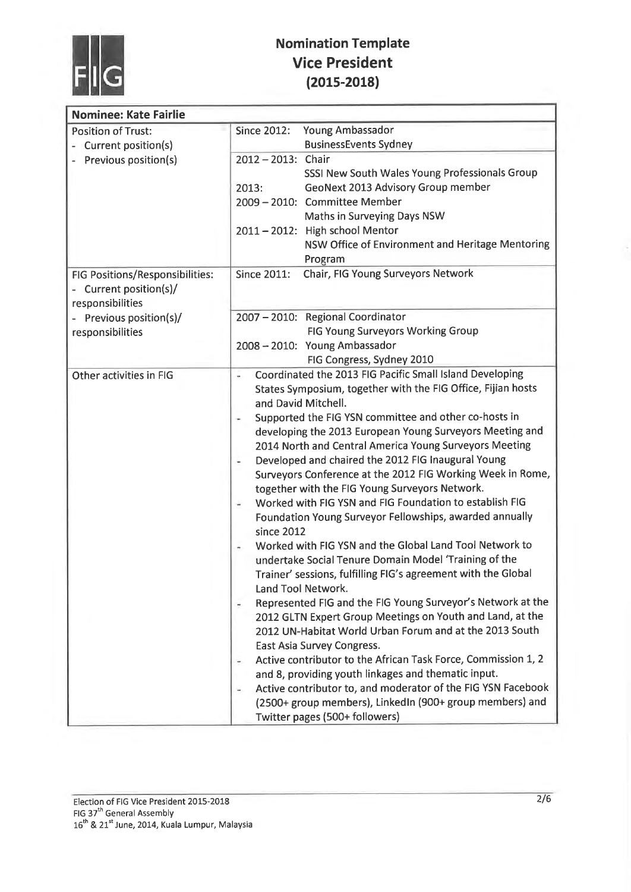# Nomination Template
# Vice President
# (2015-2018)

| **Nominee: Kate Fairlie** | |
|---|---|
| Position of Trust:<br>- Current position(s) | Since 2012: Young Ambassador<br>BusinessEvents Sydney |
| - Previous position(s) | 2012 – 2013: Chair<br>SSSI New South Wales Young Professionals Group<br>2013: GeoNext 2013 Advisory Group member<br>2009 – 2010: Committee Member<br>Maths in Surveying Days NSW<br>2011 – 2012: High school Mentor<br>NSW Office of Environment and Heritage Mentoring Program |
| FIG Positions/Responsibilities:<br>- Current position(s)/ responsibilities | Since 2011: Chair, FIG Young Surveyors Network |
| - Previous position(s)/ responsibilities | 2007 – 2010: Regional Coordinator<br>FIG Young Surveyors Working Group<br>2008 – 2010: Young Ambassador<br>FIG Congress, Sydney 2010 |
| Other activities in FIG | - Coordinated the 2013 FIG Pacific Small Island Developing States Symposium, together with the FIG Office, Fijian hosts and David Mitchell.<br>- Supported the FIG YSN committee and other co-hosts in developing the 2013 European Young Surveyors Meeting and 2014 North and Central America Young Surveyors Meeting<br>- Developed and chaired the 2012 FIG Inaugural Young Surveyors Conference at the 2012 FIG Working Week in Rome, together with the FIG Young Surveyors Network.<br>- Worked with FIG YSN and FIG Foundation to establish FIG Foundation Young Surveyor Fellowships, awarded annually since 2012<br>- Worked with FIG YSN and the Global Land Tool Network to undertake Social Tenure Domain Model 'Training of the Trainer' sessions, fulfilling FIG's agreement with the Global Land Tool Network.<br>- Represented FIG and the FIG Young Surveyor's Network at the 2012 GLTN Expert Group Meetings on Youth and Land, at the 2012 UN-Habitat World Urban Forum and at the 2013 South East Asia Survey Congress.<br>- Active contributor to the African Task Force, Commission 1, 2 and 8, providing youth linkages and thematic input.<br>- Active contributor to, and moderator of the FIG YSN Facebook (2500+ group members), LinkedIn (900+ group members) and Twitter pages (500+ followers) |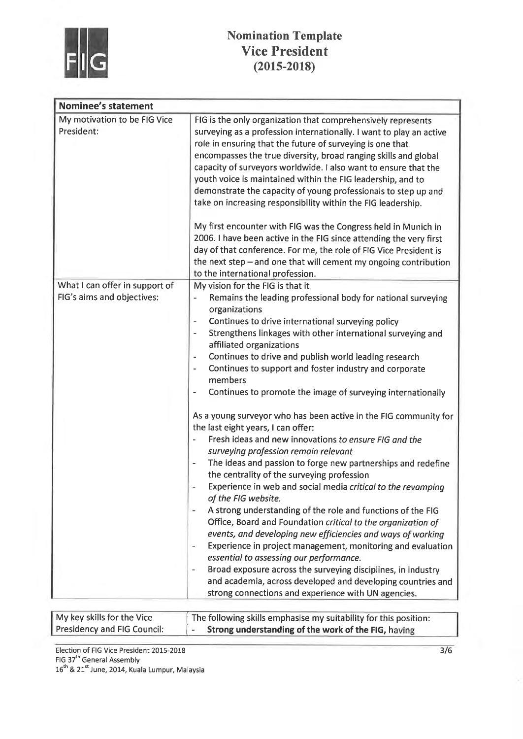# Nomination Template
# Vice President
# (2015-2018)

| Nominee's statement | |
|---|---|
| My motivation to be FIG Vice President: | FIG is the only organization that comprehensively represents surveying as a profession internationally. I want to play an active role in ensuring that the future of surveying is one that encompasses the true diversity, broad ranging skills and global capacity of surveyors worldwide. I also want to ensure that the youth voice is maintained within the FIG leadership, and to demonstrate the capacity of young professionals to step up and take on increasing responsibility within the FIG leadership.<br><br>My first encounter with FIG was the Congress held in Munich in 2006. I have been active in the FIG since attending the very first day of that conference. For me, the role of FIG Vice President is the next step – and one that will cement my ongoing contribution to the international profession. |
| What I can offer in support of FIG's aims and objectives: | My vision for the FIG is that it<br>- Remains the leading professional body for national surveying organizations<br>- Continues to drive international surveying policy<br>- Strengthens linkages with other international surveying and affiliated organizations<br>- Continues to drive and publish world leading research<br>- Continues to support and foster industry and corporate members<br>- Continues to promote the image of surveying internationally<br><br>As a young surveyor who has been active in the FIG community for the last eight years, I can offer:<br>- Fresh ideas and new innovations *to ensure FIG and the surveying profession remain relevant*<br>- The ideas and passion to forge new partnerships and redefine the centrality of the surveying profession<br>- Experience in web and social media *critical to the revamping of the FIG website.*<br>- A strong understanding of the role and functions of the FIG Office, Board and Foundation *critical to the organization of events, and developing new efficiencies and ways of working*<br>- Experience in project management, monitoring and evaluation *essential to assessing our performance.*<br>- Broad exposure across the surveying disciplines, in industry and academia, across developed and developing countries and strong connections and experience with UN agencies. |

| My key skills for the Vice Presidency and FIG Council: | The following skills emphasise my suitability for this position:<br>- **Strong understanding of the work of the FIG,** having |
|---|---|

Election of FIG Vice President 2015-2018
FIG 37th General Assembly
16th & 21st June, 2014, Kuala Lumpur, Malaysia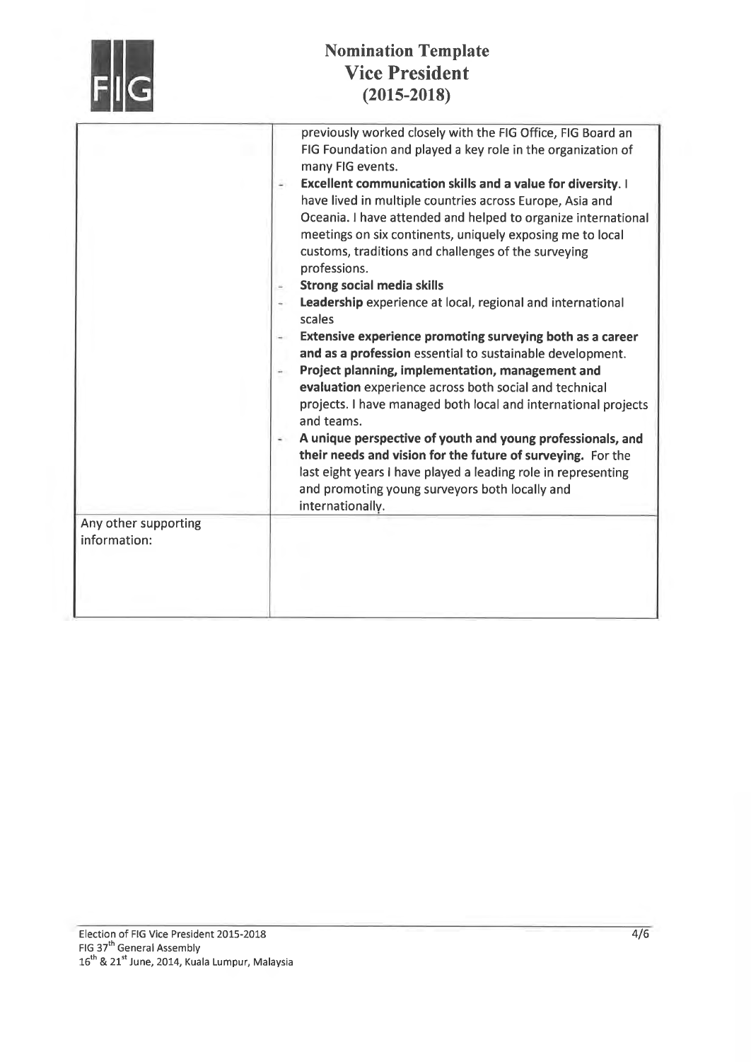# Nomination Template Vice President (2015-2018)

| | |
|---|---|
| | previously worked closely with the FIG Office, FIG Board an FIG Foundation and played a key role in the organization of many FIG events.<br>- **Excellent communication skills and a value for diversity.** I have lived in multiple countries across Europe, Asia and Oceania. I have attended and helped to organize international meetings on six continents, uniquely exposing me to local customs, traditions and challenges of the surveying professions.<br>- **Strong social media skills**<br>- **Leadership** experience at local, regional and international scales<br>- **Extensive experience promoting surveying both as a career and as a profession** essential to sustainable development.<br>- **Project planning, implementation, management and evaluation** experience across both social and technical projects. I have managed both local and international projects and teams.<br>- **A unique perspective of youth and young professionals, and their needs and vision for the future of surveying.** For the last eight years I have played a leading role in representing and promoting young surveyors both locally and internationally. |
| Any other supporting information: | |

Election of FIG Vice President 2015-2018
FIG 37th General Assembly
16th & 21st June, 2014, Kuala Lumpur, Malaysia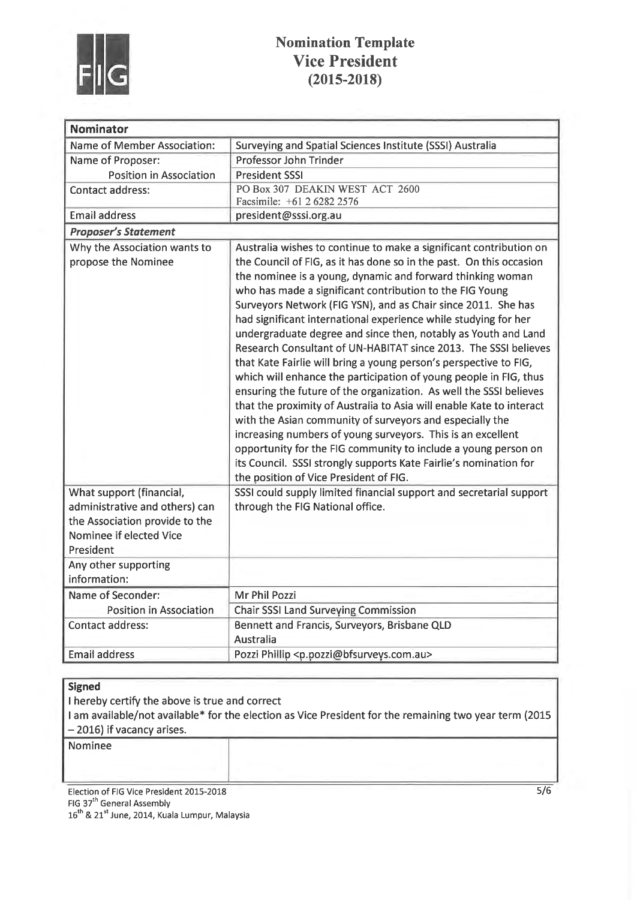# Nomination Template
# Vice President
# (2015-2018)

| **Nominator** | |
|---|---|
| Name of Member Association: | Surveying and Spatial Sciences Institute (SSSI) Australia |
| Name of Proposer: | Professor John Trinder |
| Position in Association | President SSSI |
| Contact address: | PO Box 307 DEAKIN WEST ACT 2600<br>Facsimile: +61 2 6282 2576 |
| Email address | president@sssi.org.au |
| ***Proposer's Statement*** | |
| Why the Association wants to propose the Nominee | Australia wishes to continue to make a significant contribution on the Council of FIG, as it has done so in the past. On this occasion the nominee is a young, dynamic and forward thinking woman who has made a significant contribution to the FIG Young Surveyors Network (FIG YSN), and as Chair since 2011. She has had significant international experience while studying for her undergraduate degree and since then, notably as Youth and Land Research Consultant of UN-HABITAT since 2013. The SSSI believes that Kate Fairlie will bring a young person's perspective to FIG, which will enhance the participation of young people in FIG, thus ensuring the future of the organization. As well the SSSI believes that the proximity of Australia to Asia will enable Kate to interact with the Asian community of surveyors and especially the increasing numbers of young surveyors. This is an excellent opportunity for the FIG community to include a young person on its Council. SSSI strongly supports Kate Fairlie's nomination for the position of Vice President of FIG. |
| What support (financial, administrative and others) can the Association provide to the Nominee if elected Vice President | SSSI could supply limited financial support and secretarial support through the FIG National office. |
| Any other supporting information: | |
| Name of Seconder: | Mr Phil Pozzi |
| Position in Association | Chair SSSI Land Surveying Commission |
| Contact address: | Bennett and Francis, Surveyors, Brisbane QLD<br>Australia |
| Email address | Pozzi Phillip <p.pozzi@bfsurveys.com.au> |

| **Signed**<br>I hereby certify the above is true and correct<br>I am available/not available* for the election as Vice President for the remaining two year term (2015 – 2016) if vacancy arises. | |
|---|---|
| Nominee | |

Election of FIG Vice President 2015-2018
FIG 37th General Assembly
16th & 21st June, 2014, Kuala Lumpur, Malaysia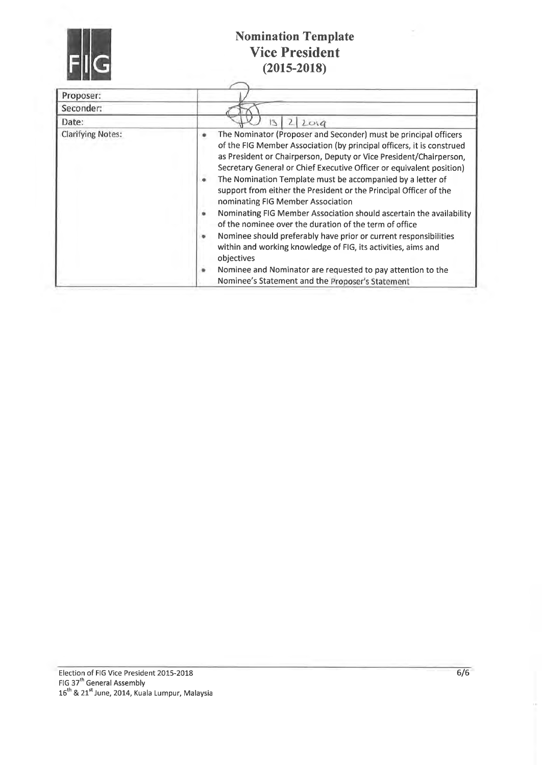# Nomination Template
## Vice President
## (2015-2018)

| Proposer: | |
|---|---|
| Seconder: | |
| Date: | 13 \| 2 \| 2019 |
| Clarifying Notes: | • The Nominator (Proposer and Seconder) must be principal officers of the FIG Member Association (by principal officers, it is construed as President or Chairperson, Deputy or Vice President/Chairperson, Secretary General or Chief Executive Officer or equivalent position)<br>• The Nomination Template must be accompanied by a letter of support from either the President or the Principal Officer of the nominating FIG Member Association<br>• Nominating FIG Member Association should ascertain the availability of the nominee over the duration of the term of office<br>• Nominee should preferably have prior or current responsibilities within and working knowledge of FIG, its activities, aims and objectives<br>• Nominee and Nominator are requested to pay attention to the Nominee's Statement and the Proposer's Statement |

Election of FIG Vice President 2015-2018
FIG 37th General Assembly
16th & 21st June, 2014, Kuala Lumpur, Malaysia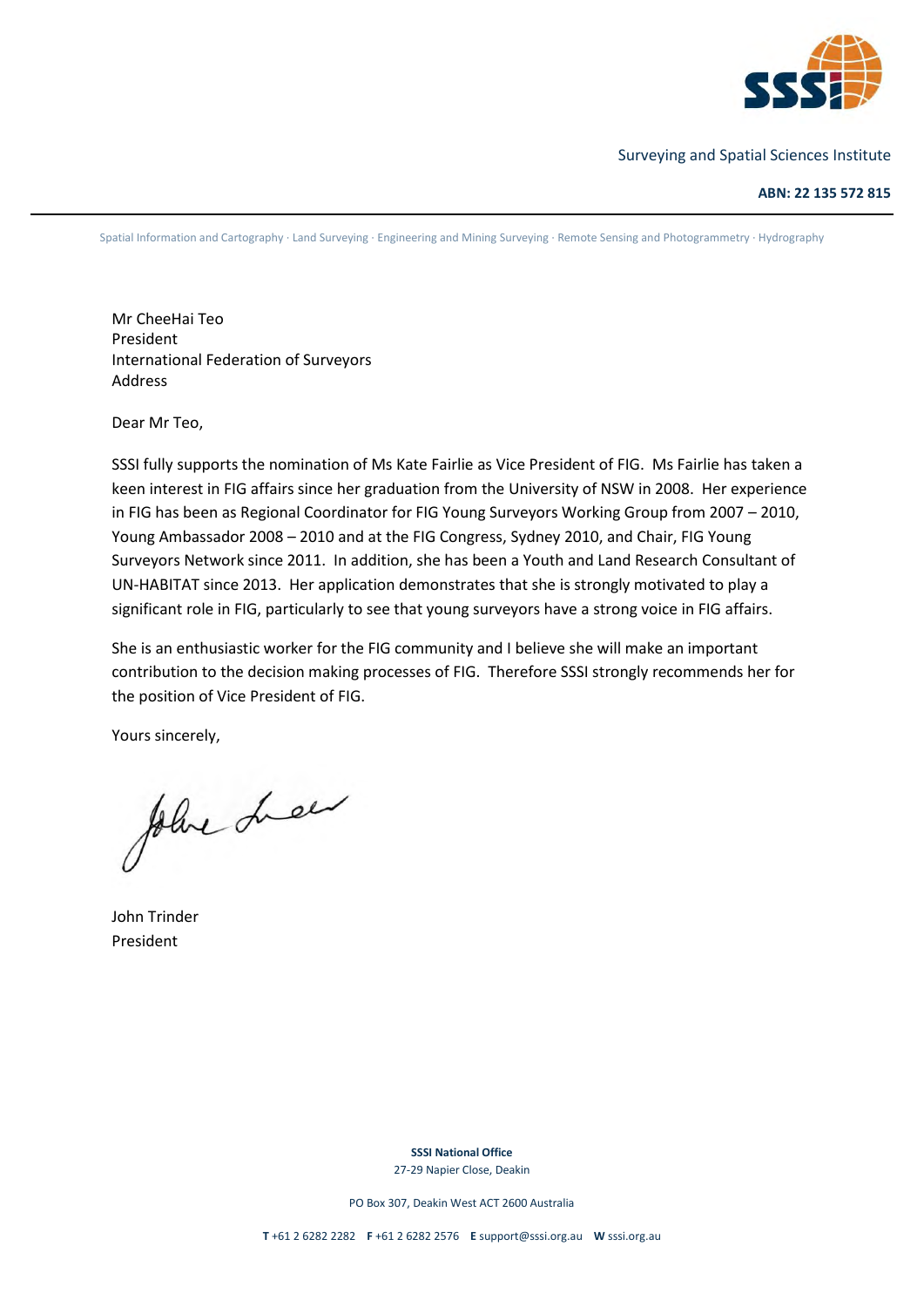SSSI

Surveying and Spatial Sciences Institute

**ABN: 22 135 572 815**

Spatial Information and Cartography · Land Surveying · Engineering and Mining Surveying · Remote Sensing and Photogrammetry · Hydrography

Mr CheeHai Teo
President
International Federation of Surveyors
Address

Dear Mr Teo,

SSSI fully supports the nomination of Ms Kate Fairlie as Vice President of FIG. Ms Fairlie has taken a keen interest in FIG affairs since her graduation from the University of NSW in 2008. Her experience in FIG has been as Regional Coordinator for FIG Young Surveyors Working Group from 2007 – 2010, Young Ambassador 2008 – 2010 and at the FIG Congress, Sydney 2010, and Chair, FIG Young Surveyors Network since 2011. In addition, she has been a Youth and Land Research Consultant of UN-HABITAT since 2013. Her application demonstrates that she is strongly motivated to play a significant role in FIG, particularly to see that young surveyors have a strong voice in FIG affairs.

She is an enthusiastic worker for the FIG community and I believe she will make an important contribution to the decision making processes of FIG. Therefore SSSI strongly recommends her for the position of Vice President of FIG.

Yours sincerely,

John Trinder
President

**SSSI National Office**
27-29 Napier Close, Deakin

PO Box 307, Deakin West ACT 2600 Australia

**T** +61 2 6282 2282 **F** +61 2 6282 2576 **E** support@sssi.org.au **W** sssi.org.au